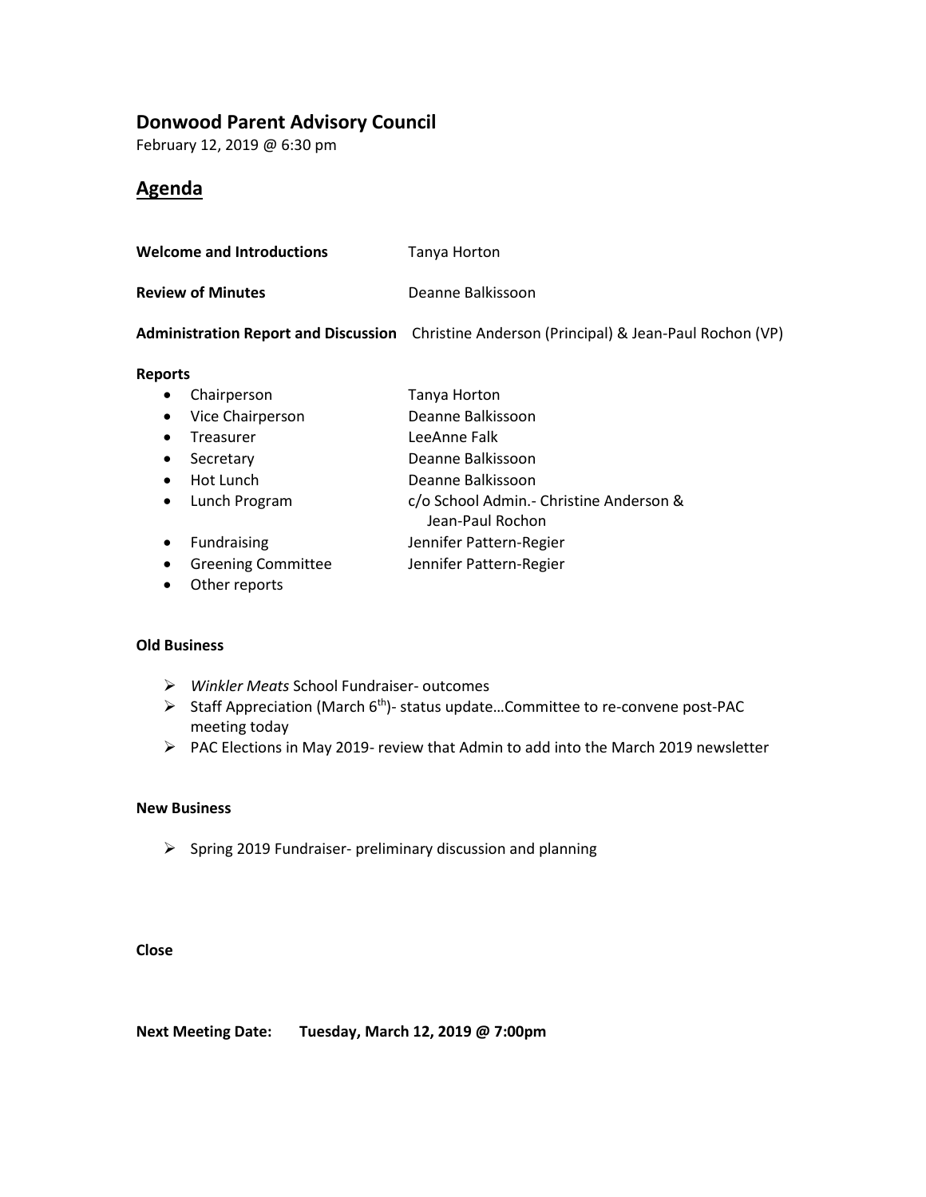## Donwood Parent Advisory Council

February 12, 2019 @ 6:30 pm

## Agenda

**Welcome and Introductions** Tanya Horton

**Review of Minutes** Deanne Balkissoon

**Administration Report and Discussion** Christine Anderson (Principal) & Jean-Paul Rochon (VP)

**Reports**

- Chairperson Tanya Horton
- Vice Chairperson Deanne Balkissoon
- Treasurer LeeAnne Falk
- Secretary Deanne Balkissoon
- Hot Lunch Deanne Balkissoon
- Lunch Program c/o School Admin.- Christine Anderson & Jean-Paul Rochon
- Fundraising Jennifer Pattern-Regier
- Greening Committee Jennifer Pattern-Regier
- Other reports

**Old Business**

- *Winkler Meats* School Fundraiser- outcomes
- Staff Appreciation (March 6th)- status update…Committee to re-convene post-PAC meeting today
- PAC Elections in May 2019- review that Admin to add into the March 2019 newsletter

**New Business**

- Spring 2019 Fundraiser- preliminary discussion and planning

**Close**

**Next Meeting Date: Tuesday, March 12, 2019 @ 7:00pm**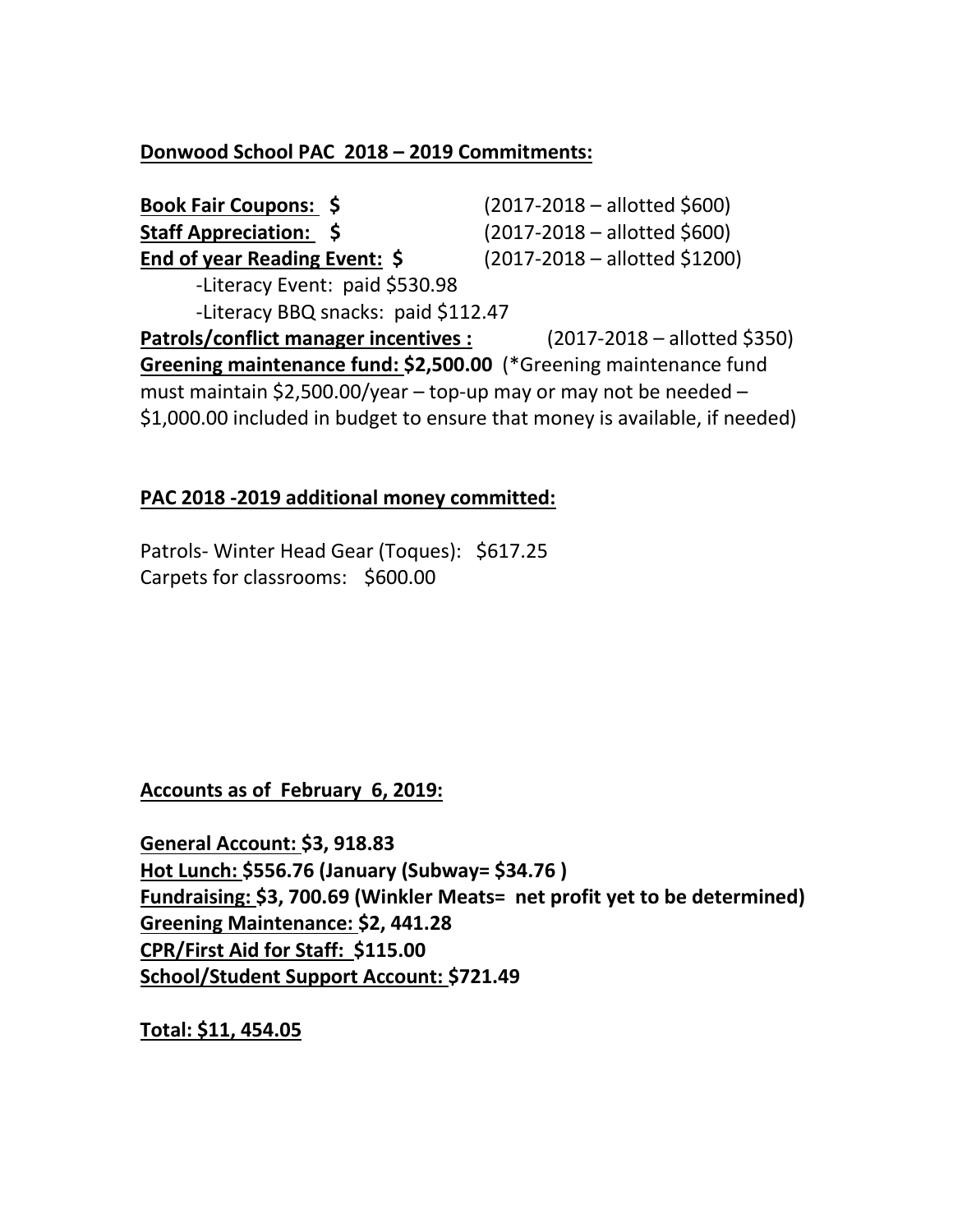## Donwood School PAC 2018 – 2019 Commitments:

**Book Fair Coupons: $** (2017-2018 – allotted $600)
**Staff Appreciation: $** (2017-2018 – allotted $600)
**End of year Reading Event: $** (2017-2018 – allotted $1200)

- Literacy Event: paid $530.98
- Literacy BBQ snacks: paid $112.47

**Patrols/conflict manager incentives :** (2017-2018 – allotted $350)
**Greening maintenance fund: $2,500.00** (*Greening maintenance fund must maintain $2,500.00/year – top-up may or may not be needed – $1,000.00 included in budget to ensure that money is available, if needed)

## PAC 2018 -2019 additional money committed:

Patrols- Winter Head Gear (Toques): $617.25
Carpets for classrooms: $600.00

## Accounts as of February 6, 2019:

**General Account: $3, 918.83**
**Hot Lunch: $556.76 (January (Subway= $34.76 )**
**Fundraising: $3, 700.69 (Winkler Meats= net profit yet to be determined)**
**Greening Maintenance: $2, 441.28**
**CPR/First Aid for Staff: $115.00**
**School/Student Support Account: $721.49**

**Total: $11, 454.05**